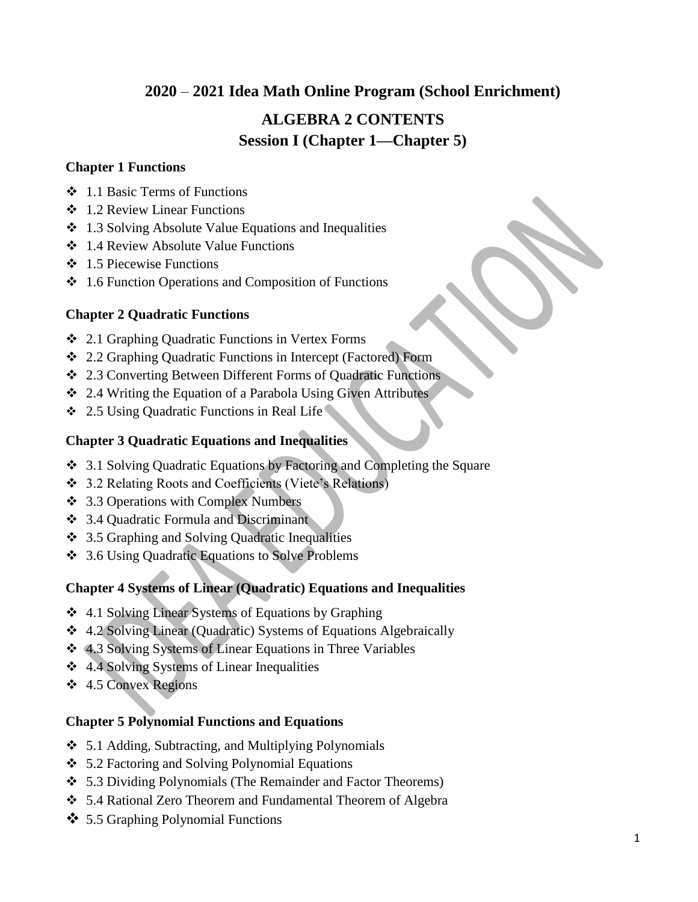## 2020 – 2021 Idea Math Online Program (School Enrichment)

# ALGEBRA 2 CONTENTS

## Session I (Chapter 1—Chapter 5)

### Chapter 1 Functions

- 1.1 Basic Terms of Functions
- 1.2 Review Linear Functions
- 1.3 Solving Absolute Value Equations and Inequalities
- 1.4 Review Absolute Value Functions
- 1.5 Piecewise Functions
- 1.6 Function Operations and Composition of Functions

### Chapter 2 Quadratic Functions

- 2.1 Graphing Quadratic Functions in Vertex Forms
- 2.2 Graphing Quadratic Functions in Intercept (Factored) Form
- 2.3 Converting Between Different Forms of Quadratic Functions
- 2.4 Writing the Equation of a Parabola Using Given Attributes
- 2.5 Using Quadratic Functions in Real Life

### Chapter 3 Quadratic Equations and Inequalities

- 3.1 Solving Quadratic Equations by Factoring and Completing the Square
- 3.2 Relating Roots and Coefficients (Viete's Relations)
- 3.3 Operations with Complex Numbers
- 3.4 Quadratic Formula and Discriminant
- 3.5 Graphing and Solving Quadratic Inequalities
- 3.6 Using Quadratic Equations to Solve Problems

### Chapter 4 Systems of Linear (Quadratic) Equations and Inequalities

- 4.1 Solving Linear Systems of Equations by Graphing
- 4.2 Solving Linear (Quadratic) Systems of Equations Algebraically
- 4.3 Solving Systems of Linear Equations in Three Variables
- 4.4 Solving Systems of Linear Inequalities
- 4.5 Convex Regions

### Chapter 5 Polynomial Functions and Equations

- 5.1 Adding, Subtracting, and Multiplying Polynomials
- 5.2 Factoring and Solving Polynomial Equations
- 5.3 Dividing Polynomials (The Remainder and Factor Theorems)
- 5.4 Rational Zero Theorem and Fundamental Theorem of Algebra
- 5.5 Graphing Polynomial Functions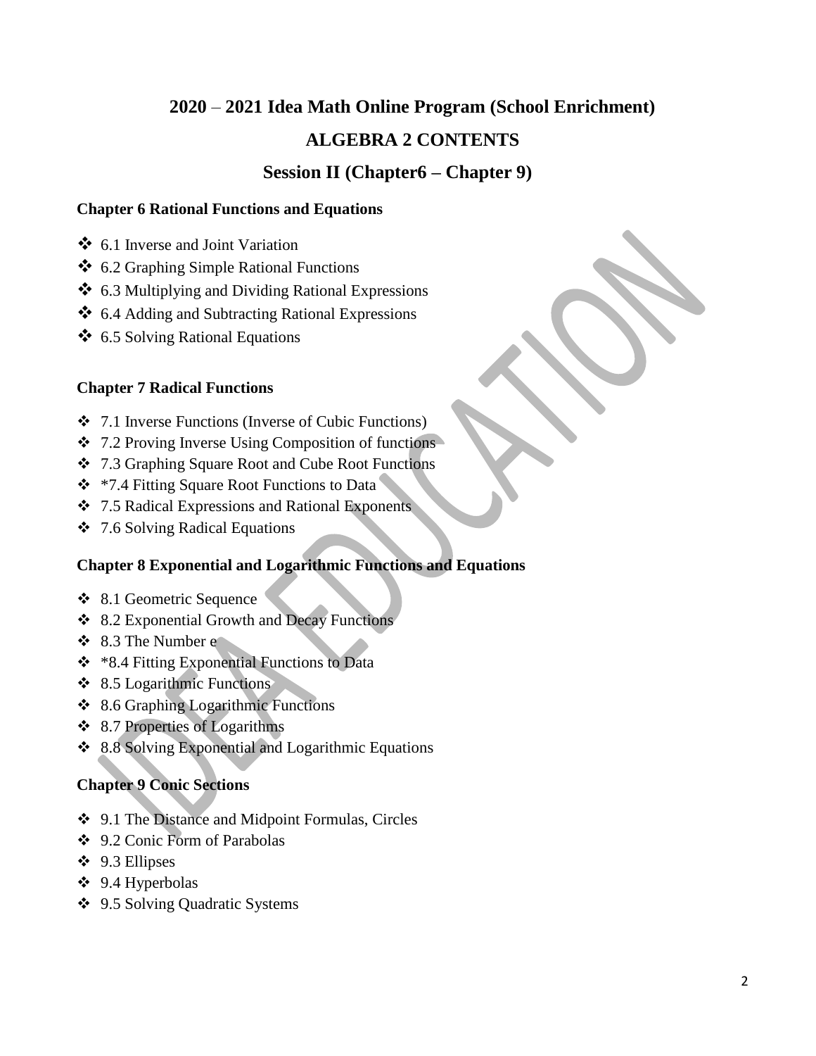# 2020 – 2021 Idea Math Online Program (School Enrichment)

# ALGEBRA 2 CONTENTS

## Session II (Chapter6 – Chapter 9)

**Chapter 6 Rational Functions and Equations**

- 6.1 Inverse and Joint Variation
- 6.2 Graphing Simple Rational Functions
- 6.3 Multiplying and Dividing Rational Expressions
- 6.4 Adding and Subtracting Rational Expressions
- 6.5 Solving Rational Equations

**Chapter 7 Radical Functions**

- 7.1 Inverse Functions (Inverse of Cubic Functions)
- 7.2 Proving Inverse Using Composition of functions
- 7.3 Graphing Square Root and Cube Root Functions
- *7.4 Fitting Square Root Functions to Data
- 7.5 Radical Expressions and Rational Exponents
- 7.6 Solving Radical Equations

**Chapter 8 Exponential and Logarithmic Functions and Equations**

- 8.1 Geometric Sequence
- 8.2 Exponential Growth and Decay Functions
- 8.3 The Number e
- *8.4 Fitting Exponential Functions to Data
- 8.5 Logarithmic Functions
- 8.6 Graphing Logarithmic Functions
- 8.7 Properties of Logarithms
- 8.8 Solving Exponential and Logarithmic Equations

**Chapter 9 Conic Sections**

- 9.1 The Distance and Midpoint Formulas, Circles
- 9.2 Conic Form of Parabolas
- 9.3 Ellipses
- 9.4 Hyperbolas
- 9.5 Solving Quadratic Systems